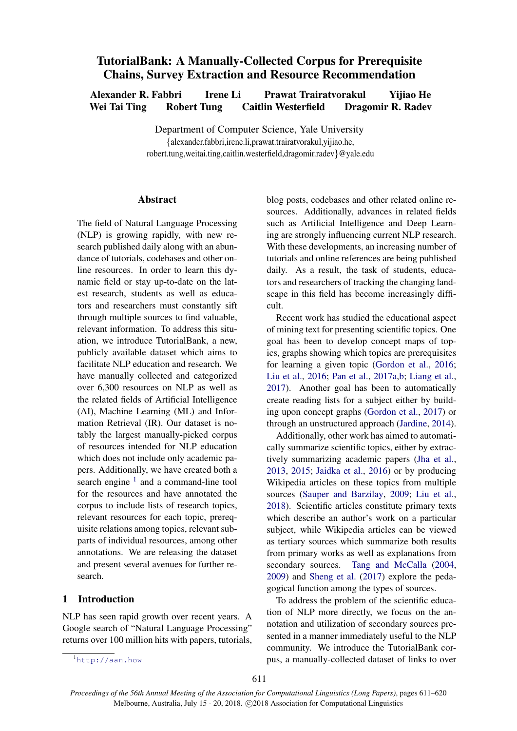# TutorialBank: A Manually-Collected Corpus for Prerequisite Chains, Survey Extraction and Resource Recommendation

**Alexander R. Fabbri Irene Li Prawat Trairatvorakul Yijiao He Wei Tai Ting Robert Tung Caitlin Westerfield Dragomir R. Radev**

Department of Computer Science, Yale University
{alexander.fabbri,irene.li,prawat.trairatvorakul,yijiao.he, robert.tung,weitai.ting,caitlin.westerfield,dragomir.radev}@yale.edu

## Abstract

The field of Natural Language Processing (NLP) is growing rapidly, with new research published daily along with an abundance of tutorials, codebases and other online resources. In order to learn this dynamic field or stay up-to-date on the latest research, students as well as educators and researchers must constantly sift through multiple sources to find valuable, relevant information. To address this situation, we introduce TutorialBank, a new, publicly available dataset which aims to facilitate NLP education and research. We have manually collected and categorized over 6,300 resources on NLP as well as the related fields of Artificial Intelligence (AI), Machine Learning (ML) and Information Retrieval (IR). Our dataset is notably the largest manually-picked corpus of resources intended for NLP education which does not include only academic papers. Additionally, we have created both a search engine [1] and a command-line tool for the resources and have annotated the corpus to include lists of research topics, relevant resources for each topic, prerequisite relations among topics, relevant subparts of individual resources, among other annotations. We are releasing the dataset and present several avenues for further research.

## 1 Introduction

NLP has seen rapid growth over recent years. A Google search of "Natural Language Processing" returns over 100 million hits with papers, tutorials, blog posts, codebases and other related online resources. Additionally, advances in related fields such as Artificial Intelligence and Deep Learning are strongly influencing current NLP research. With these developments, an increasing number of tutorials and online references are being published daily. As a result, the task of students, educators and researchers of tracking the changing landscape in this field has become increasingly difficult.

Recent work has studied the educational aspect of mining text for presenting scientific topics. One goal has been to develop concept maps of topics, graphs showing which topics are prerequisites for learning a given topic (Gordon et al., 2016; Liu et al., 2016; Pan et al., 2017a,b; Liang et al., 2017). Another goal has been to automatically create reading lists for a subject either by building upon concept graphs (Gordon et al., 2017) or through an unstructured approach (Jardine, 2014).

Additionally, other work has aimed to automatically summarize scientific topics, either by extractively summarizing academic papers (Jha et al., 2013, 2015; Jaidka et al., 2016) or by producing Wikipedia articles on these topics from multiple sources (Sauper and Barzilay, 2009; Liu et al., 2018). Scientific articles constitute primary texts which describe an author's work on a particular subject, while Wikipedia articles can be viewed as tertiary sources which summarize both results from primary works as well as explanations from secondary sources. Tang and McCalla (2004, 2009) and Sheng et al. (2017) explore the pedagogical function among the types of sources.

To address the problem of the scientific education of NLP more directly, we focus on the annotation and utilization of secondary sources presented in a manner immediately useful to the NLP community. We introduce the TutorialBank corpus, a manually-collected dataset of links to over

[1] http://aan.how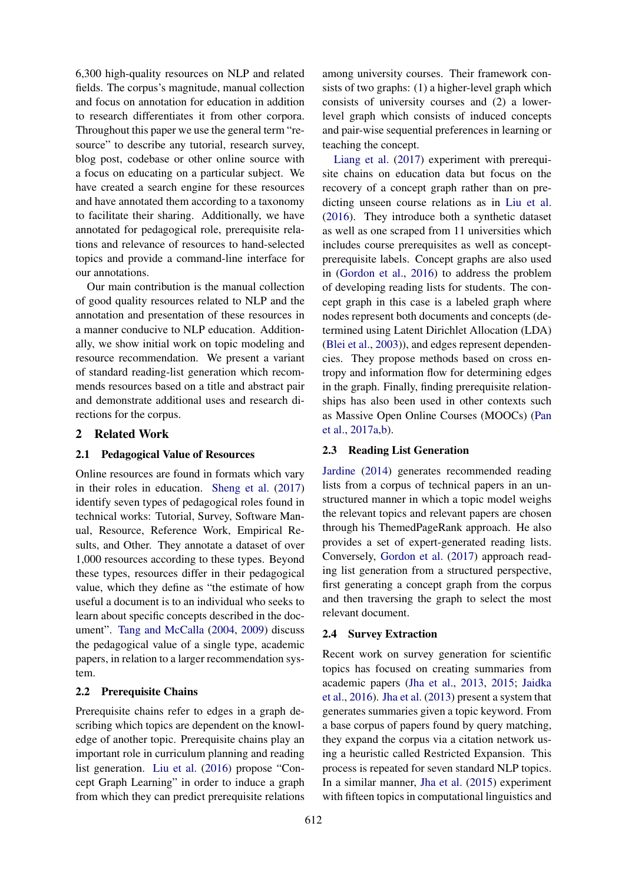6,300 high-quality resources on NLP and related fields. The corpus's magnitude, manual collection and focus on annotation for education in addition to research differentiates it from other corpora. Throughout this paper we use the general term "resource" to describe any tutorial, research survey, blog post, codebase or other online source with a focus on educating on a particular subject. We have created a search engine for these resources and have annotated them according to a taxonomy to facilitate their sharing. Additionally, we have annotated for pedagogical role, prerequisite relations and relevance of resources to hand-selected topics and provide a command-line interface for our annotations.

Our main contribution is the manual collection of good quality resources related to NLP and the annotation and presentation of these resources in a manner conducive to NLP education. Additionally, we show initial work on topic modeling and resource recommendation. We present a variant of standard reading-list generation which recommends resources based on a title and abstract pair and demonstrate additional uses and research directions for the corpus.

## 2 Related Work

### 2.1 Pedagogical Value of Resources

Online resources are found in formats which vary in their roles in education. Sheng et al. (2017) identify seven types of pedagogical roles found in technical works: Tutorial, Survey, Software Manual, Resource, Reference Work, Empirical Results, and Other. They annotate a dataset of over 1,000 resources according to these types. Beyond these types, resources differ in their pedagogical value, which they define as "the estimate of how useful a document is to an individual who seeks to learn about specific concepts described in the document". Tang and McCalla (2004, 2009) discuss the pedagogical value of a single type, academic papers, in relation to a larger recommendation system.

### 2.2 Prerequisite Chains

Prerequisite chains refer to edges in a graph describing which topics are dependent on the knowledge of another topic. Prerequisite chains play an important role in curriculum planning and reading list generation. Liu et al. (2016) propose "Concept Graph Learning" in order to induce a graph from which they can predict prerequisite relations among university courses. Their framework consists of two graphs: (1) a higher-level graph which consists of university courses and (2) a lower-level graph which consists of induced concepts and pair-wise sequential preferences in learning or teaching the concept.

Liang et al. (2017) experiment with prerequisite chains on education data but focus on the recovery of a concept graph rather than on predicting unseen course relations as in Liu et al. (2016). They introduce both a synthetic dataset as well as one scraped from 11 universities which includes course prerequisites as well as concept-prerequisite labels. Concept graphs are also used in (Gordon et al., 2016) to address the problem of developing reading lists for students. The concept graph in this case is a labeled graph where nodes represent both documents and concepts (determined using Latent Dirichlet Allocation (LDA) (Blei et al., 2003)), and edges represent dependencies. They propose methods based on cross entropy and information flow for determining edges in the graph. Finally, finding prerequisite relationships has also been used in other contexts such as Massive Open Online Courses (MOOCs) (Pan et al., 2017a,b).

### 2.3 Reading List Generation

Jardine (2014) generates recommended reading lists from a corpus of technical papers in an unstructured manner in which a topic model weighs the relevant topics and relevant papers are chosen through his ThemedPageRank approach. He also provides a set of expert-generated reading lists. Conversely, Gordon et al. (2017) approach reading list generation from a structured perspective, first generating a concept graph from the corpus and then traversing the graph to select the most relevant document.

### 2.4 Survey Extraction

Recent work on survey generation for scientific topics has focused on creating summaries from academic papers (Jha et al., 2013, 2015; Jaidka et al., 2016). Jha et al. (2013) present a system that generates summaries given a topic keyword. From a base corpus of papers found by query matching, they expand the corpus via a citation network using a heuristic called Restricted Expansion. This process is repeated for seven standard NLP topics. In a similar manner, Jha et al. (2015) experiment with fifteen topics in computational linguistics and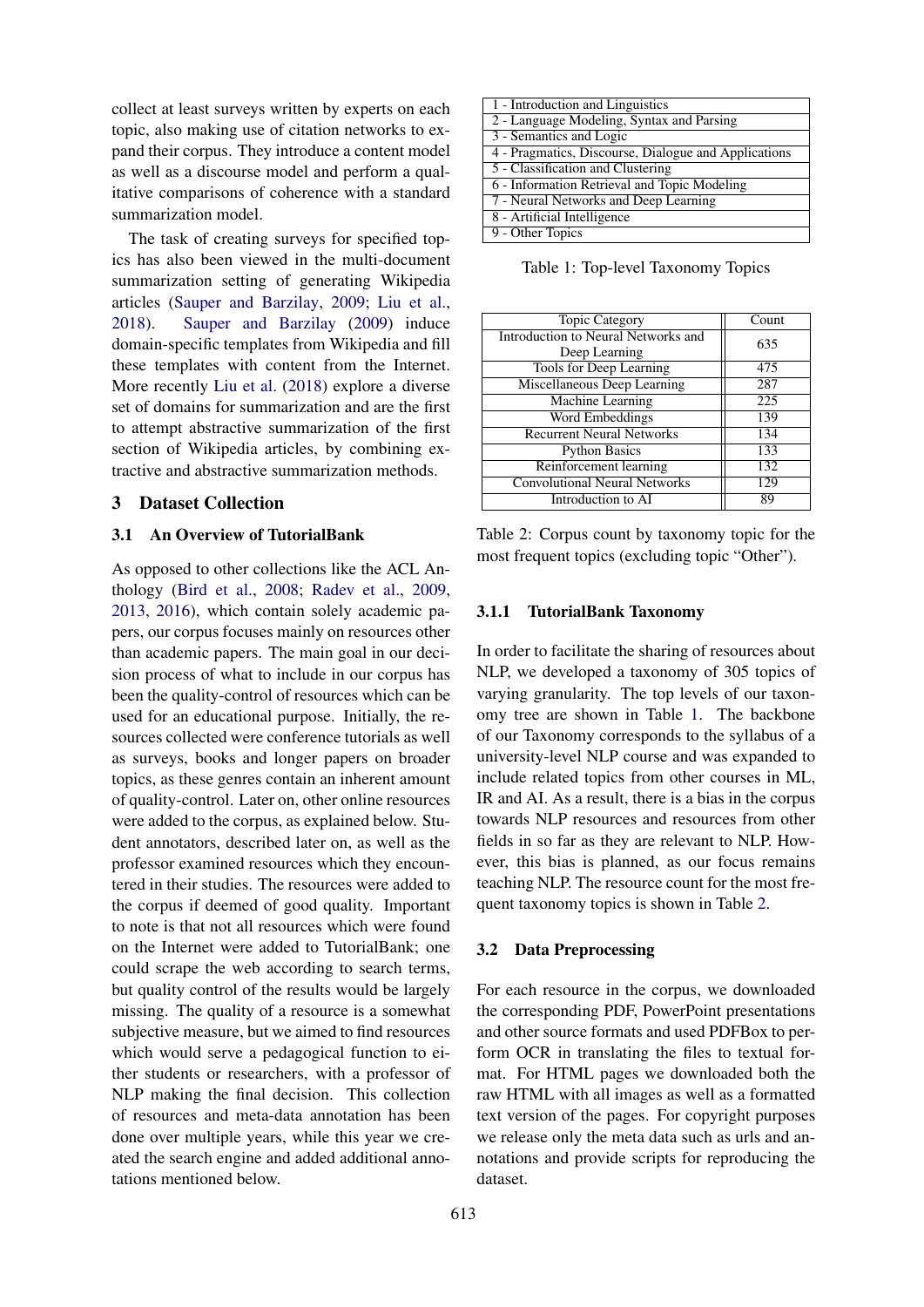collect at least surveys written by experts on each topic, also making use of citation networks to expand their corpus. They introduce a content model as well as a discourse model and perform a qualitative comparisons of coherence with a standard summarization model.

The task of creating surveys for specified topics has also been viewed in the multi-document summarization setting of generating Wikipedia articles (Sauper and Barzilay, 2009; Liu et al., 2018). Sauper and Barzilay (2009) induce domain-specific templates from Wikipedia and fill these templates with content from the Internet. More recently Liu et al. (2018) explore a diverse set of domains for summarization and are the first to attempt abstractive summarization of the first section of Wikipedia articles, by combining extractive and abstractive summarization methods.

## 3 Dataset Collection

### 3.1 An Overview of TutorialBank

As opposed to other collections like the ACL Anthology (Bird et al., 2008; Radev et al., 2009, 2013, 2016), which contain solely academic papers, our corpus focuses mainly on resources other than academic papers. The main goal in our decision process of what to include in our corpus has been the quality-control of resources which can be used for an educational purpose. Initially, the resources collected were conference tutorials as well as surveys, books and longer papers on broader topics, as these genres contain an inherent amount of quality-control. Later on, other online resources were added to the corpus, as explained below. Student annotators, described later on, as well as the professor examined resources which they encountered in their studies. The resources were added to the corpus if deemed of good quality. Important to note is that not all resources which were found on the Internet were added to TutorialBank; one could scrape the web according to search terms, but quality control of the results would be largely missing. The quality of a resource is a somewhat subjective measure, but we aimed to find resources which would serve a pedagogical function to either students or researchers, with a professor of NLP making the final decision. This collection of resources and meta-data annotation has been done over multiple years, while this year we created the search engine and added additional annotations mentioned below.

| |
|---|
| 1 - Introduction and Linguistics |
| 2 - Language Modeling, Syntax and Parsing |
| 3 - Semantics and Logic |
| 4 - Pragmatics, Discourse, Dialogue and Applications |
| 5 - Classification and Clustering |
| 6 - Information Retrieval and Topic Modeling |
| 7 - Neural Networks and Deep Learning |
| 8 - Artificial Intelligence |
| 9 - Other Topics |

Table 1: Top-level Taxonomy Topics

| Topic Category | Count |
|---|---|
| Introduction to Neural Networks and Deep Learning | 635 |
| Tools for Deep Learning | 475 |
| Miscellaneous Deep Learning | 287 |
| Machine Learning | 225 |
| Word Embeddings | 139 |
| Recurrent Neural Networks | 134 |
| Python Basics | 133 |
| Reinforcement learning | 132 |
| Convolutional Neural Networks | 129 |
| Introduction to AI | 89 |

Table 2: Corpus count by taxonomy topic for the most frequent topics (excluding topic "Other").

#### 3.1.1 TutorialBank Taxonomy

In order to facilitate the sharing of resources about NLP, we developed a taxonomy of 305 topics of varying granularity. The top levels of our taxonomy tree are shown in Table 1. The backbone of our Taxonomy corresponds to the syllabus of a university-level NLP course and was expanded to include related topics from other courses in ML, IR and AI. As a result, there is a bias in the corpus towards NLP resources and resources from other fields in so far as they are relevant to NLP. However, this bias is planned, as our focus remains teaching NLP. The resource count for the most frequent taxonomy topics is shown in Table 2.

### 3.2 Data Preprocessing

For each resource in the corpus, we downloaded the corresponding PDF, PowerPoint presentations and other source formats and used PDFBox to perform OCR in translating the files to textual format. For HTML pages we downloaded both the raw HTML with all images as well as a formatted text version of the pages. For copyright purposes we release only the meta data such as urls and annotations and provide scripts for reproducing the dataset.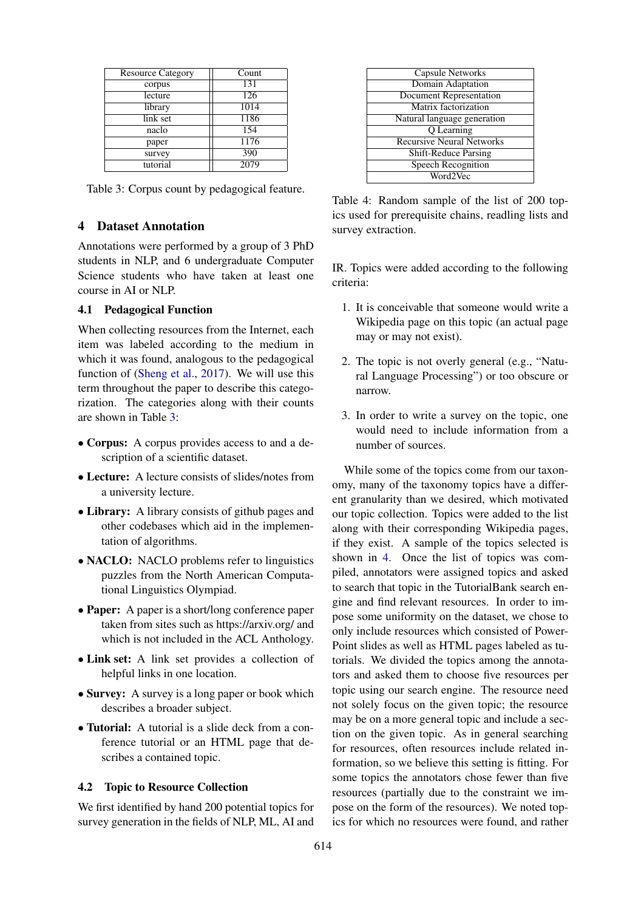| Resource Category | Count |
|---|---|
| corpus | 131 |
| lecture | 126 |
| library | 1014 |
| link set | 1186 |
| naclo | 154 |
| paper | 1176 |
| survey | 390 |
| tutorial | 2079 |

Table 3: Corpus count by pedagogical feature.

## 4 Dataset Annotation

Annotations were performed by a group of 3 PhD students in NLP, and 6 undergraduate Computer Science students who have taken at least one course in AI or NLP.

### 4.1 Pedagogical Function

When collecting resources from the Internet, each item was labeled according to the medium in which it was found, analogous to the pedagogical function of (Sheng et al., 2017). We will use this term throughout the paper to describe this categorization. The categories along with their counts are shown in Table 3:

- **Corpus:** A corpus provides access to and a description of a scientific dataset.
- **Lecture:** A lecture consists of slides/notes from a university lecture.
- **Library:** A library consists of github pages and other codebases which aid in the implementation of algorithms.
- **NACLO:** NACLO problems refer to linguistics puzzles from the North American Computational Linguistics Olympiad.
- **Paper:** A paper is a short/long conference paper taken from sites such as https://arxiv.org/ and which is not included in the ACL Anthology.
- **Link set:** A link set provides a collection of helpful links in one location.
- **Survey:** A survey is a long paper or book which describes a broader subject.
- **Tutorial:** A tutorial is a slide deck from a conference tutorial or an HTML page that describes a contained topic.

### 4.2 Topic to Resource Collection

We first identified by hand 200 potential topics for survey generation in the fields of NLP, ML, AI and IR. Topics were added according to the following criteria:

| Capsule Networks |
|---|
| Domain Adaptation |
| Document Representation |
| Matrix factorization |
| Natural language generation |
| Q Learning |
| Recursive Neural Networks |
| Shift-Reduce Parsing |
| Speech Recognition |
| Word2Vec |

Table 4: Random sample of the list of 200 topics used for prerequisite chains, readling lists and survey extraction.

1. It is conceivable that someone would write a Wikipedia page on this topic (an actual page may or may not exist).
2. The topic is not overly general (e.g., "Natural Language Processing") or too obscure or narrow.
3. In order to write a survey on the topic, one would need to include information from a number of sources.

While some of the topics come from our taxonomy, many of the taxonomy topics have a different granularity than we desired, which motivated our topic collection. Topics were added to the list along with their corresponding Wikipedia pages, if they exist. A sample of the topics selected is shown in 4. Once the list of topics was compiled, annotators were assigned topics and asked to search that topic in the TutorialBank search engine and find relevant resources. In order to impose some uniformity on the dataset, we chose to only include resources which consisted of PowerPoint slides as well as HTML pages labeled as tutorials. We divided the topics among the annotators and asked them to choose five resources per topic using our search engine. The resource need not solely focus on the given topic; the resource may be on a more general topic and include a section on the given topic. As in general searching for resources, often resources include related information, so we believe this setting is fitting. For some topics the annotators chose fewer than five resources (partially due to the constraint we impose on the form of the resources). We noted topics for which no resources were found, and rather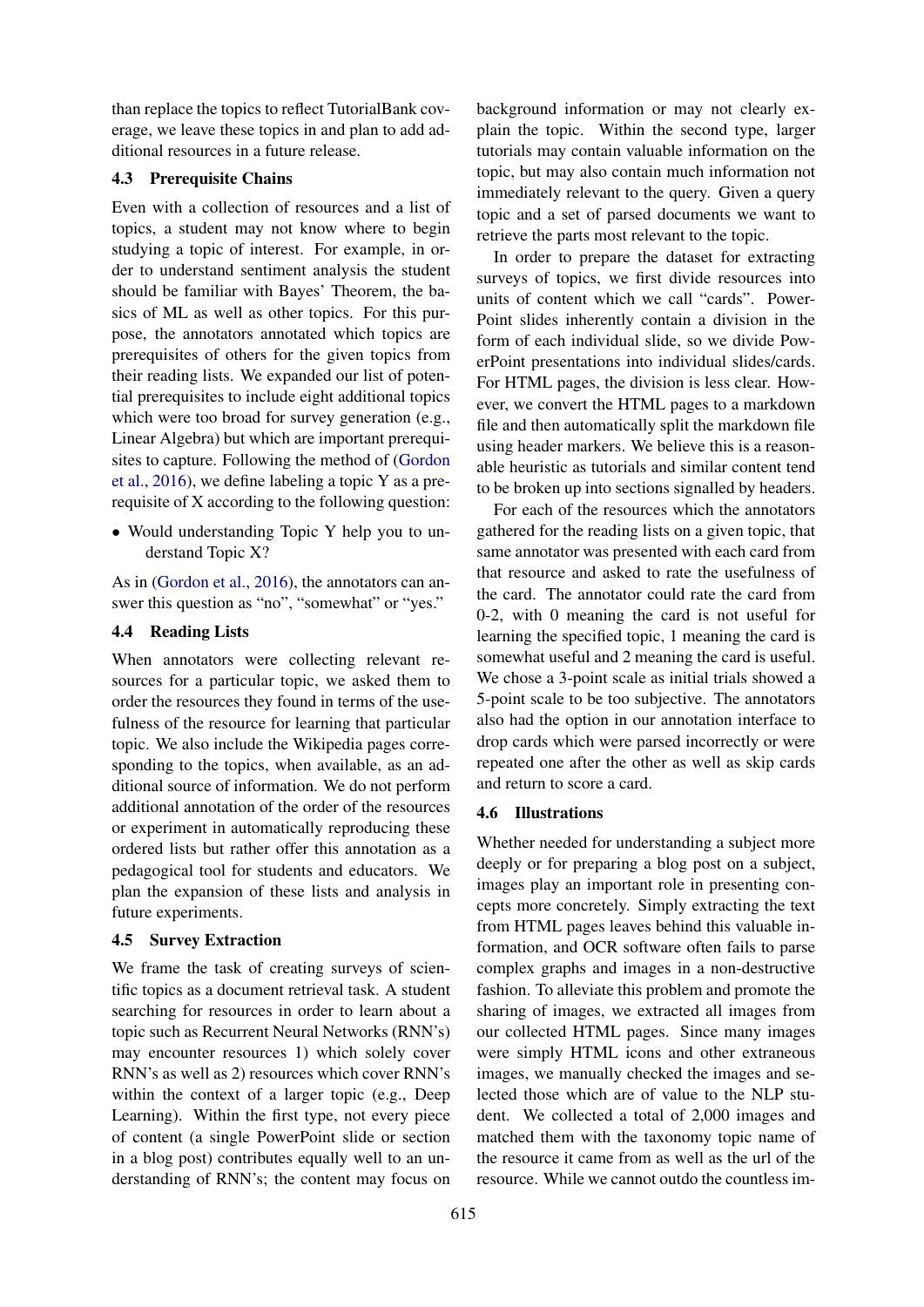than replace the topics to reflect TutorialBank coverage, we leave these topics in and plan to add additional resources in a future release.

### 4.3 Prerequisite Chains

Even with a collection of resources and a list of topics, a student may not know where to begin studying a topic of interest. For example, in order to understand sentiment analysis the student should be familiar with Bayes' Theorem, the basics of ML as well as other topics. For this purpose, the annotators annotated which topics are prerequisites of others for the given topics from their reading lists. We expanded our list of potential prerequisites to include eight additional topics which were too broad for survey generation (e.g., Linear Algebra) but which are important prerequisites to capture. Following the method of (Gordon et al., 2016), we define labeling a topic Y as a prerequisite of X according to the following question:

- Would understanding Topic Y help you to understand Topic X?

As in (Gordon et al., 2016), the annotators can answer this question as "no", "somewhat" or "yes."

### 4.4 Reading Lists

When annotators were collecting relevant resources for a particular topic, we asked them to order the resources they found in terms of the usefulness of the resource for learning that particular topic. We also include the Wikipedia pages corresponding to the topics, when available, as an additional source of information. We do not perform additional annotation of the order of the resources or experiment in automatically reproducing these ordered lists but rather offer this annotation as a pedagogical tool for students and educators. We plan the expansion of these lists and analysis in future experiments.

### 4.5 Survey Extraction

We frame the task of creating surveys of scientific topics as a document retrieval task. A student searching for resources in order to learn about a topic such as Recurrent Neural Networks (RNN's) may encounter resources 1) which solely cover RNN's as well as 2) resources which cover RNN's within the context of a larger topic (e.g., Deep Learning). Within the first type, not every piece of content (a single PowerPoint slide or section in a blog post) contributes equally well to an understanding of RNN's; the content may focus on background information or may not clearly explain the topic. Within the second type, larger tutorials may contain valuable information on the topic, but may also contain much information not immediately relevant to the query. Given a query topic and a set of parsed documents we want to retrieve the parts most relevant to the topic.

In order to prepare the dataset for extracting surveys of topics, we first divide resources into units of content which we call "cards". PowerPoint slides inherently contain a division in the form of each individual slide, so we divide PowerPoint presentations into individual slides/cards. For HTML pages, the division is less clear. However, we convert the HTML pages to a markdown file and then automatically split the markdown file using header markers. We believe this is a reasonable heuristic as tutorials and similar content tend to be broken up into sections signalled by headers.

For each of the resources which the annotators gathered for the reading lists on a given topic, that same annotator was presented with each card from that resource and asked to rate the usefulness of the card. The annotator could rate the card from 0-2, with 0 meaning the card is not useful for learning the specified topic, 1 meaning the card is somewhat useful and 2 meaning the card is useful. We chose a 3-point scale as initial trials showed a 5-point scale to be too subjective. The annotators also had the option in our annotation interface to drop cards which were parsed incorrectly or were repeated one after the other as well as skip cards and return to score a card.

### 4.6 Illustrations

Whether needed for understanding a subject more deeply or for preparing a blog post on a subject, images play an important role in presenting concepts more concretely. Simply extracting the text from HTML pages leaves behind this valuable information, and OCR software often fails to parse complex graphs and images in a non-destructive fashion. To alleviate this problem and promote the sharing of images, we extracted all images from our collected HTML pages. Since many images were simply HTML icons and other extraneous images, we manually checked the images and selected those which are of value to the NLP student. We collected a total of 2,000 images and matched them with the taxonomy topic name of the resource it came from as well as the url of the resource. While we cannot outdo the countless im-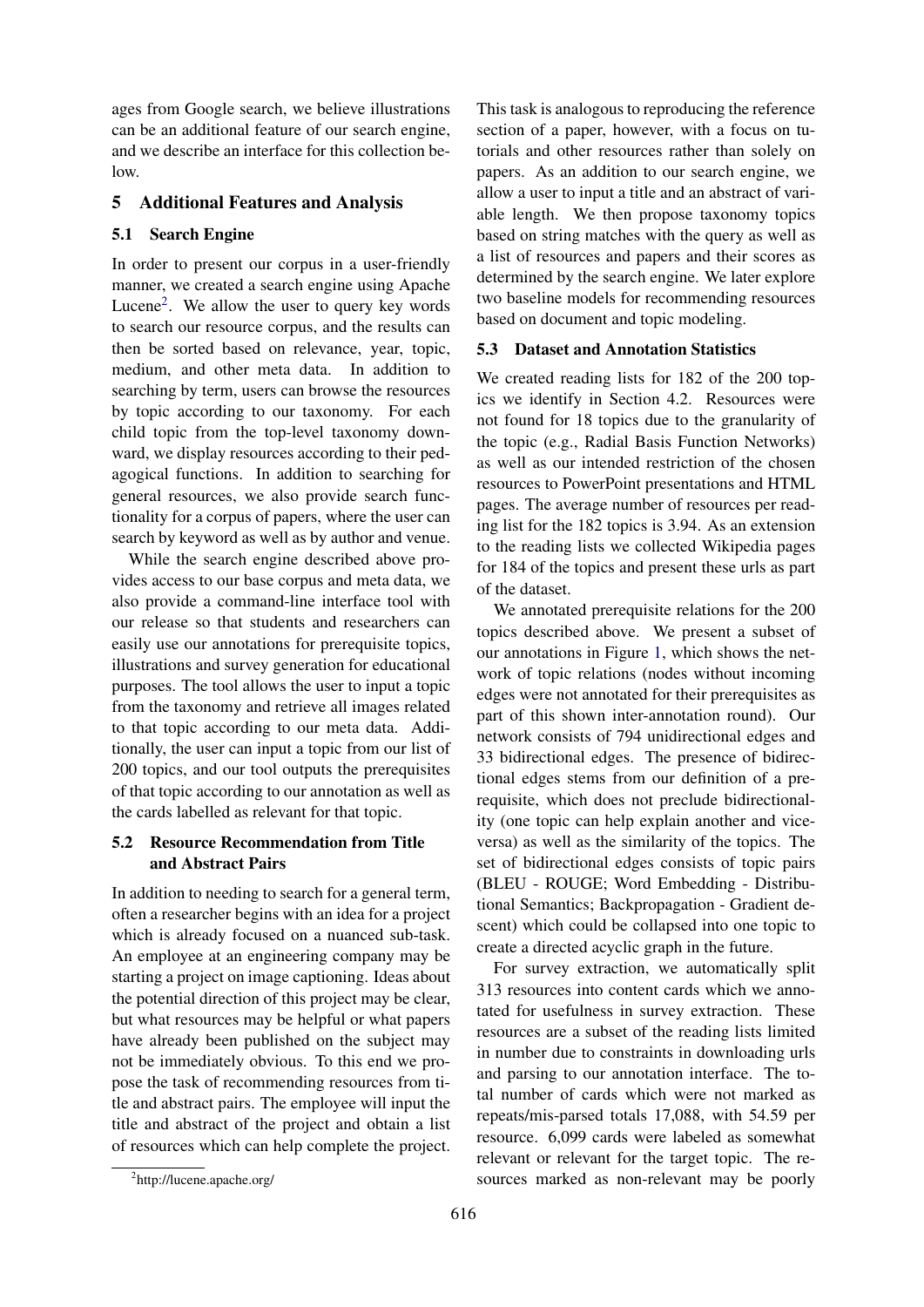ages from Google search, we believe illustrations can be an additional feature of our search engine, and we describe an interface for this collection below.

## 5 Additional Features and Analysis

### 5.1 Search Engine

In order to present our corpus in a user-friendly manner, we created a search engine using Apache Lucene[2]. We allow the user to query key words to search our resource corpus, and the results can then be sorted based on relevance, year, topic, medium, and other meta data. In addition to searching by term, users can browse the resources by topic according to our taxonomy. For each child topic from the top-level taxonomy downward, we display resources according to their pedagogical functions. In addition to searching for general resources, we also provide search functionality for a corpus of papers, where the user can search by keyword as well as by author and venue.

While the search engine described above provides access to our base corpus and meta data, we also provide a command-line interface tool with our release so that students and researchers can easily use our annotations for prerequisite topics, illustrations and survey generation for educational purposes. The tool allows the user to input a topic from the taxonomy and retrieve all images related to that topic according to our meta data. Additionally, the user can input a topic from our list of 200 topics, and our tool outputs the prerequisites of that topic according to our annotation as well as the cards labelled as relevant for that topic.

### 5.2 Resource Recommendation from Title and Abstract Pairs

In addition to needing to search for a general term, often a researcher begins with an idea for a project which is already focused on a nuanced sub-task. An employee at an engineering company may be starting a project on image captioning. Ideas about the potential direction of this project may be clear, but what resources may be helpful or what papers have already been published on the subject may not be immediately obvious. To this end we propose the task of recommending resources from title and abstract pairs. The employee will input the title and abstract of the project and obtain a list of resources which can help complete the project. This task is analogous to reproducing the reference section of a paper, however, with a focus on tutorials and other resources rather than solely on papers. As an addition to our search engine, we allow a user to input a title and an abstract of variable length. We then propose taxonomy topics based on string matches with the query as well as a list of resources and papers and their scores as determined by the search engine. We later explore two baseline models for recommending resources based on document and topic modeling.

### 5.3 Dataset and Annotation Statistics

We created reading lists for 182 of the 200 topics we identify in Section 4.2. Resources were not found for 18 topics due to the granularity of the topic (e.g., Radial Basis Function Networks) as well as our intended restriction of the chosen resources to PowerPoint presentations and HTML pages. The average number of resources per reading list for the 182 topics is 3.94. As an extension to the reading lists we collected Wikipedia pages for 184 of the topics and present these urls as part of the dataset.

We annotated prerequisite relations for the 200 topics described above. We present a subset of our annotations in Figure 1, which shows the network of topic relations (nodes without incoming edges were not annotated for their prerequisites as part of this shown inter-annotation round). Our network consists of 794 unidirectional edges and 33 bidirectional edges. The presence of bidirectional edges stems from our definition of a prerequisite, which does not preclude bidirectionality (one topic can help explain another and vice-versa) as well as the similarity of the topics. The set of bidirectional edges consists of topic pairs (BLEU - ROUGE; Word Embedding - Distributional Semantics; Backpropagation - Gradient descent) which could be collapsed into one topic to create a directed acyclic graph in the future.

For survey extraction, we automatically split 313 resources into content cards which we annotated for usefulness in survey extraction. These resources are a subset of the reading lists limited in number due to constraints in downloading urls and parsing to our annotation interface. The total number of cards which were not marked as repeats/mis-parsed totals 17,088, with 54.59 per resource. 6,099 cards were labeled as somewhat relevant or relevant for the target topic. The resources marked as non-relevant may be poorly

[2] http://lucene.apache.org/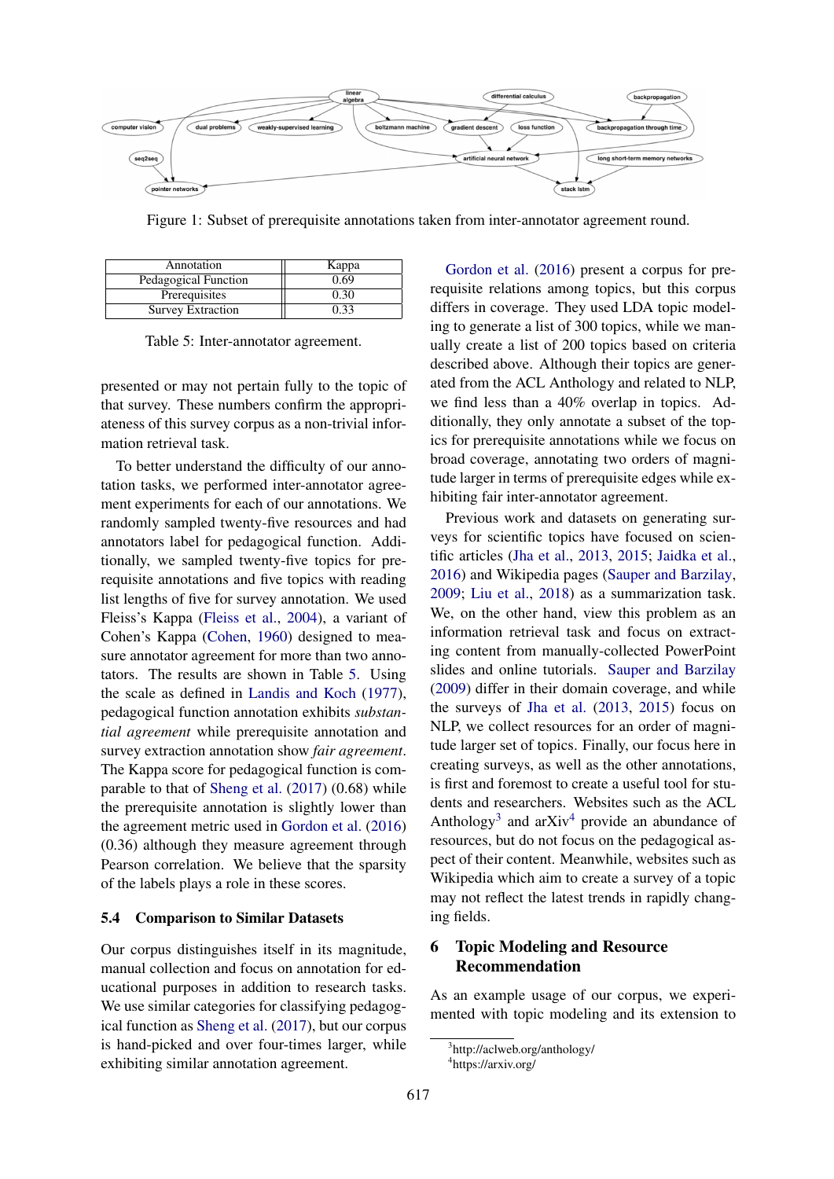Figure 1: Subset of prerequisite annotations taken from inter-annotator agreement round.

| Annotation | Kappa |
| --- | --- |
| Pedagogical Function | 0.69 |
| Prerequisites | 0.30 |
| Survey Extraction | 0.33 |

Table 5: Inter-annotator agreement.

presented or may not pertain fully to the topic of that survey. These numbers confirm the appropriateness of this survey corpus as a non-trivial information retrieval task.

To better understand the difficulty of our annotation tasks, we performed inter-annotator agreement experiments for each of our annotations. We randomly sampled twenty-five resources and had annotators label for pedagogical function. Additionally, we sampled twenty-five topics for prerequisite annotations and five topics with reading list lengths of five for survey annotation. We used Fleiss's Kappa (Fleiss et al., 2004), a variant of Cohen's Kappa (Cohen, 1960) designed to measure annotator agreement for more than two annotators. The results are shown in Table 5. Using the scale as defined in Landis and Koch (1977), pedagogical function annotation exhibits *substantial agreement* while prerequisite annotation and survey extraction annotation show *fair agreement*. The Kappa score for pedagogical function is comparable to that of Sheng et al. (2017) (0.68) while the prerequisite annotation is slightly lower than the agreement metric used in Gordon et al. (2016) (0.36) although they measure agreement through Pearson correlation. We believe that the sparsity of the labels plays a role in these scores.

### 5.4 Comparison to Similar Datasets

Our corpus distinguishes itself in its magnitude, manual collection and focus on annotation for educational purposes in addition to research tasks. We use similar categories for classifying pedagogical function as Sheng et al. (2017), but our corpus is hand-picked and over four-times larger, while exhibiting similar annotation agreement.

Gordon et al. (2016) present a corpus for prerequisite relations among topics, but this corpus differs in coverage. They used LDA topic modeling to generate a list of 300 topics, while we manually create a list of 200 topics based on criteria described above. Although their topics are generated from the ACL Anthology and related to NLP, we find less than a 40% overlap in topics. Additionally, they only annotate a subset of the topics for prerequisite annotations while we focus on broad coverage, annotating two orders of magnitude larger in terms of prerequisite edges while exhibiting fair inter-annotator agreement.

Previous work and datasets on generating surveys for scientific topics have focused on scientific articles (Jha et al., 2013, 2015; Jaidka et al., 2016) and Wikipedia pages (Sauper and Barzilay, 2009; Liu et al., 2018) as a summarization task. We, on the other hand, view this problem as an information retrieval task and focus on extracting content from manually-collected PowerPoint slides and online tutorials. Sauper and Barzilay (2009) differ in their domain coverage, and while the surveys of Jha et al. (2013, 2015) focus on NLP, we collect resources for an order of magnitude larger set of topics. Finally, our focus here in creating surveys, as well as the other annotations, is first and foremost to create a useful tool for students and researchers. Websites such as the ACL Anthology[3] and arXiv[4] provide an abundance of resources, but do not focus on the pedagogical aspect of their content. Meanwhile, websites such as Wikipedia which aim to create a survey of a topic may not reflect the latest trends in rapidly changing fields.

## 6 Topic Modeling and Resource Recommendation

As an example usage of our corpus, we experimented with topic modeling and its extension to

[3] http://aclweb.org/anthology/

[4] https://arxiv.org/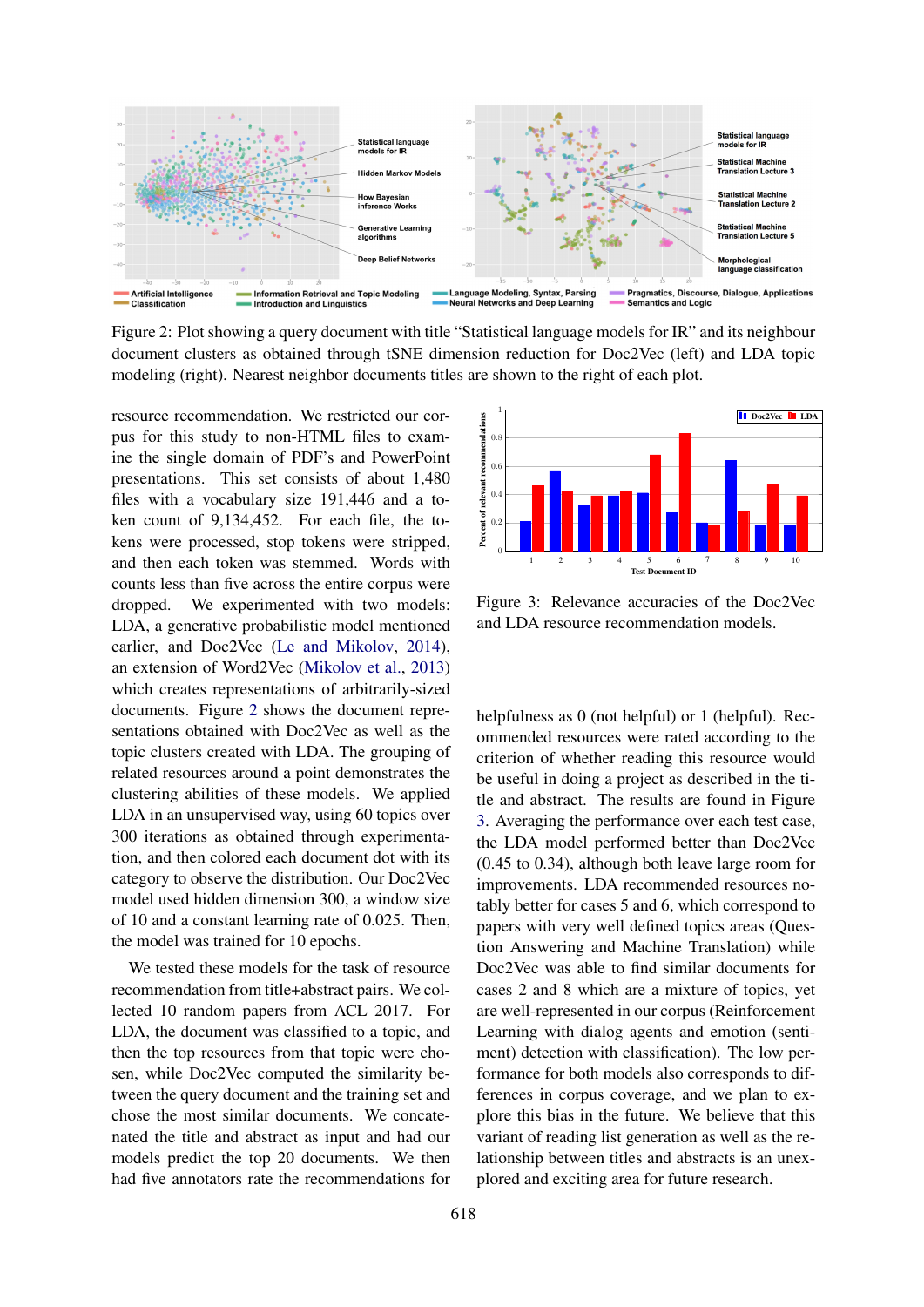Figure 2: Plot showing a query document with title "Statistical language models for IR" and its neighbour document clusters as obtained through tSNE dimension reduction for Doc2Vec (left) and LDA topic modeling (right). Nearest neighbor documents titles are shown to the right of each plot.

resource recommendation. We restricted our corpus for this study to non-HTML files to examine the single domain of PDF's and PowerPoint presentations. This set consists of about 1,480 files with a vocabulary size 191,446 and a token count of 9,134,452. For each file, the tokens were processed, stop tokens were stripped, and then each token was stemmed. Words with counts less than five across the entire corpus were dropped. We experimented with two models: LDA, a generative probabilistic model mentioned earlier, and Doc2Vec (Le and Mikolov, 2014), an extension of Word2Vec (Mikolov et al., 2013) which creates representations of arbitrarily-sized documents. Figure 2 shows the document representations obtained with Doc2Vec as well as the topic clusters created with LDA. The grouping of related resources around a point demonstrates the clustering abilities of these models. We applied LDA in an unsupervised way, using 60 topics over 300 iterations as obtained through experimentation, and then colored each document dot with its category to observe the distribution. Our Doc2Vec model used hidden dimension 300, a window size of 10 and a constant learning rate of 0.025. Then, the model was trained for 10 epochs.

We tested these models for the task of resource recommendation from title+abstract pairs. We collected 10 random papers from ACL 2017. For LDA, the document was classified to a topic, and then the top resources from that topic were chosen, while Doc2Vec computed the similarity between the query document and the training set and chose the most similar documents. We concatenated the title and abstract as input and had our models predict the top 20 documents. We then had five annotators rate the recommendations for helpfulness as 0 (not helpful) or 1 (helpful). Recommended resources were rated according to the criterion of whether reading this resource would be useful in doing a project as described in the title and abstract. The results are found in Figure 3. Averaging the performance over each test case, the LDA model performed better than Doc2Vec (0.45 to 0.34), although both leave large room for improvements. LDA recommended resources notably better for cases 5 and 6, which correspond to papers with very well defined topics areas (Question Answering and Machine Translation) while Doc2Vec was able to find similar documents for cases 2 and 8 which are a mixture of topics, yet are well-represented in our corpus (Reinforcement Learning with dialog agents and emotion (sentiment) detection with classification). The low performance for both models also corresponds to differences in corpus coverage, and we plan to explore this bias in the future. We believe that this variant of reading list generation as well as the relationship between titles and abstracts is an unexplored and exciting area for future research.

Figure 3: Relevance accuracies of the Doc2Vec and LDA resource recommendation models.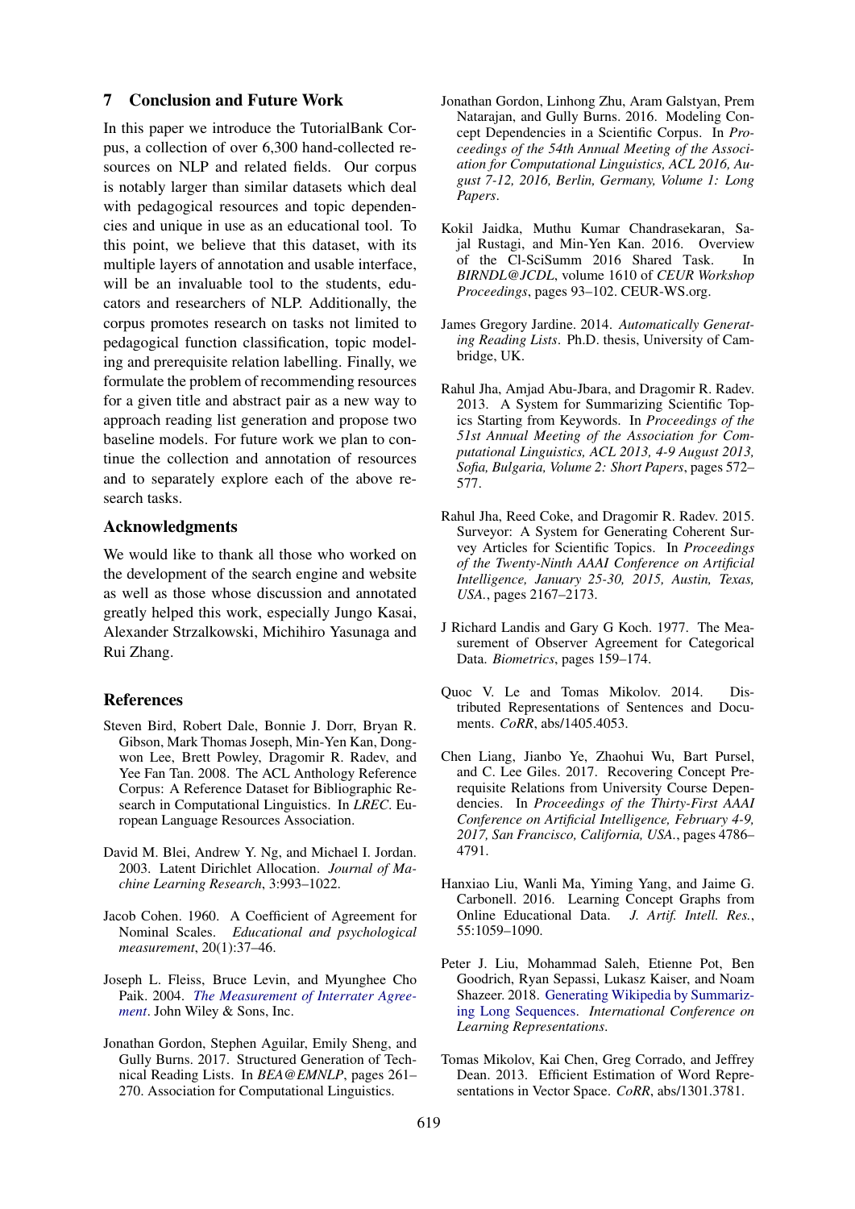## 7 Conclusion and Future Work

In this paper we introduce the TutorialBank Corpus, a collection of over 6,300 hand-collected resources on NLP and related fields. Our corpus is notably larger than similar datasets which deal with pedagogical resources and topic dependencies and unique in use as an educational tool. To this point, we believe that this dataset, with its multiple layers of annotation and usable interface, will be an invaluable tool to the students, educators and researchers of NLP. Additionally, the corpus promotes research on tasks not limited to pedagogical function classification, topic modeling and prerequisite relation labelling. Finally, we formulate the problem of recommending resources for a given title and abstract pair as a new way to approach reading list generation and propose two baseline models. For future work we plan to continue the collection and annotation of resources and to separately explore each of the above research tasks.

## Acknowledgments

We would like to thank all those who worked on the development of the search engine and website as well as those whose discussion and annotated greatly helped this work, especially Jungo Kasai, Alexander Strzalkowski, Michihiro Yasunaga and Rui Zhang.

## References

Steven Bird, Robert Dale, Bonnie J. Dorr, Bryan R. Gibson, Mark Thomas Joseph, Min-Yen Kan, Dongwon Lee, Brett Powley, Dragomir R. Radev, and Yee Fan Tan. 2008. The ACL Anthology Reference Corpus: A Reference Dataset for Bibliographic Research in Computational Linguistics. In *LREC*. European Language Resources Association.

David M. Blei, Andrew Y. Ng, and Michael I. Jordan. 2003. Latent Dirichlet Allocation. *Journal of Machine Learning Research*, 3:993–1022.

Jacob Cohen. 1960. A Coefficient of Agreement for Nominal Scales. *Educational and psychological measurement*, 20(1):37–46.

Joseph L. Fleiss, Bruce Levin, and Myunghee Cho Paik. 2004. *The Measurement of Interrater Agreement*. John Wiley & Sons, Inc.

Jonathan Gordon, Stephen Aguilar, Emily Sheng, and Gully Burns. 2017. Structured Generation of Technical Reading Lists. In *BEA@EMNLP*, pages 261–270. Association for Computational Linguistics.

Jonathan Gordon, Linhong Zhu, Aram Galstyan, Prem Natarajan, and Gully Burns. 2016. Modeling Concept Dependencies in a Scientific Corpus. In *Proceedings of the 54th Annual Meeting of the Association for Computational Linguistics, ACL 2016, August 7-12, 2016, Berlin, Germany, Volume 1: Long Papers*.

Kokil Jaidka, Muthu Kumar Chandrasekaran, Sajal Rustagi, and Min-Yen Kan. 2016. Overview of the Cl-SciSumm 2016 Shared Task. In *BIRNDL@JCDL*, volume 1610 of *CEUR Workshop Proceedings*, pages 93–102. CEUR-WS.org.

James Gregory Jardine. 2014. *Automatically Generating Reading Lists*. Ph.D. thesis, University of Cambridge, UK.

Rahul Jha, Amjad Abu-Jbara, and Dragomir R. Radev. 2013. A System for Summarizing Scientific Topics Starting from Keywords. In *Proceedings of the 51st Annual Meeting of the Association for Computational Linguistics, ACL 2013, 4-9 August 2013, Sofia, Bulgaria, Volume 2: Short Papers*, pages 572–577.

Rahul Jha, Reed Coke, and Dragomir R. Radev. 2015. Surveyor: A System for Generating Coherent Survey Articles for Scientific Topics. In *Proceedings of the Twenty-Ninth AAAI Conference on Artificial Intelligence, January 25-30, 2015, Austin, Texas, USA.*, pages 2167–2173.

J Richard Landis and Gary G Koch. 1977. The Measurement of Observer Agreement for Categorical Data. *Biometrics*, pages 159–174.

Quoc V. Le and Tomas Mikolov. 2014. Distributed Representations of Sentences and Documents. *CoRR*, abs/1405.4053.

Chen Liang, Jianbo Ye, Zhaohui Wu, Bart Pursel, and C. Lee Giles. 2017. Recovering Concept Prerequisite Relations from University Course Dependencies. In *Proceedings of the Thirty-First AAAI Conference on Artificial Intelligence, February 4-9, 2017, San Francisco, California, USA.*, pages 4786–4791.

Hanxiao Liu, Wanli Ma, Yiming Yang, and Jaime G. Carbonell. 2016. Learning Concept Graphs from Online Educational Data. *J. Artif. Intell. Res.*, 55:1059–1090.

Peter J. Liu, Mohammad Saleh, Etienne Pot, Ben Goodrich, Ryan Sepassi, Lukasz Kaiser, and Noam Shazeer. 2018. Generating Wikipedia by Summarizing Long Sequences. *International Conference on Learning Representations*.

Tomas Mikolov, Kai Chen, Greg Corrado, and Jeffrey Dean. 2013. Efficient Estimation of Word Representations in Vector Space. *CoRR*, abs/1301.3781.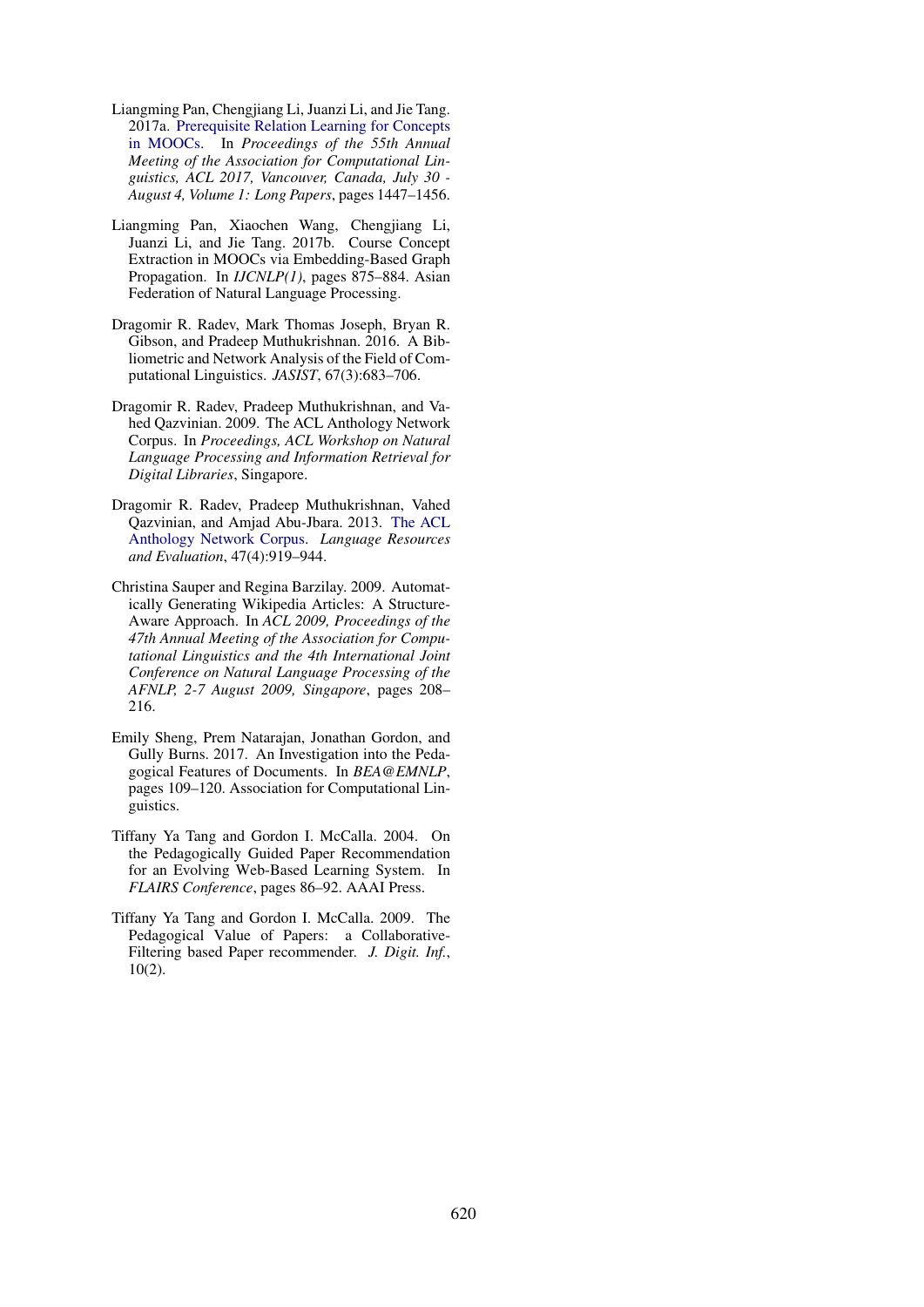Liangming Pan, Chengjiang Li, Juanzi Li, and Jie Tang. 2017a. Prerequisite Relation Learning for Concepts in MOOCs. In *Proceedings of the 55th Annual Meeting of the Association for Computational Linguistics, ACL 2017, Vancouver, Canada, July 30 - August 4, Volume 1: Long Papers*, pages 1447–1456.

Liangming Pan, Xiaochen Wang, Chengjiang Li, Juanzi Li, and Jie Tang. 2017b. Course Concept Extraction in MOOCs via Embedding-Based Graph Propagation. In *IJCNLP(1)*, pages 875–884. Asian Federation of Natural Language Processing.

Dragomir R. Radev, Mark Thomas Joseph, Bryan R. Gibson, and Pradeep Muthukrishnan. 2016. A Bibliometric and Network Analysis of the Field of Computational Linguistics. *JASIST*, 67(3):683–706.

Dragomir R. Radev, Pradeep Muthukrishnan, and Vahed Qazvinian. 2009. The ACL Anthology Network Corpus. In *Proceedings, ACL Workshop on Natural Language Processing and Information Retrieval for Digital Libraries*, Singapore.

Dragomir R. Radev, Pradeep Muthukrishnan, Vahed Qazvinian, and Amjad Abu-Jbara. 2013. The ACL Anthology Network Corpus. *Language Resources and Evaluation*, 47(4):919–944.

Christina Sauper and Regina Barzilay. 2009. Automatically Generating Wikipedia Articles: A Structure-Aware Approach. In *ACL 2009, Proceedings of the 47th Annual Meeting of the Association for Computational Linguistics and the 4th International Joint Conference on Natural Language Processing of the AFNLP, 2-7 August 2009, Singapore*, pages 208–216.

Emily Sheng, Prem Natarajan, Jonathan Gordon, and Gully Burns. 2017. An Investigation into the Pedagogical Features of Documents. In *BEA@EMNLP*, pages 109–120. Association for Computational Linguistics.

Tiffany Ya Tang and Gordon I. McCalla. 2004. On the Pedagogically Guided Paper Recommendation for an Evolving Web-Based Learning System. In *FLAIRS Conference*, pages 86–92. AAAI Press.

Tiffany Ya Tang and Gordon I. McCalla. 2009. The Pedagogical Value of Papers: a Collaborative-Filtering based Paper recommender. *J. Digit. Inf.*, 10(2).